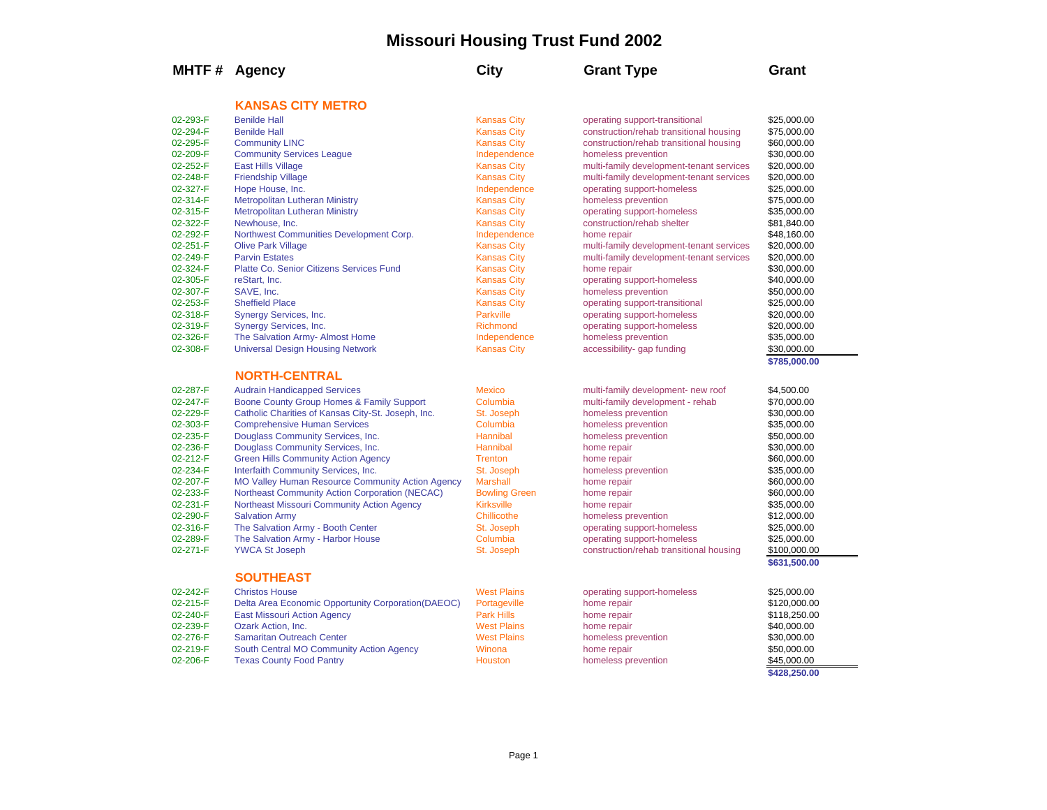# Missouri Housing Trust Fund 2002

| MHTF # | Agency | City | Grant Type | Grant |
|---|---|---|---|---|
| | **KANSAS CITY METRO** | | | |
| 02-293-F | Benilde Hall | Kansas City | operating support-transitional | $25,000.00 |
| 02-294-F | Benilde Hall | Kansas City | construction/rehab transitional housing | $75,000.00 |
| 02-295-F | Community LINC | Kansas City | construction/rehab transitional housing | $60,000.00 |
| 02-209-F | Community Services League | Independence | homeless prevention | $30,000.00 |
| 02-252-F | East Hills Village | Kansas City | multi-family development-tenant services | $20,000.00 |
| 02-248-F | Friendship Village | Kansas City | multi-family development-tenant services | $20,000.00 |
| 02-327-F | Hope House, Inc. | Independence | operating support-homeless | $25,000.00 |
| 02-314-F | Metropolitan Lutheran Ministry | Kansas City | homeless prevention | $75,000.00 |
| 02-315-F | Metropolitan Lutheran Ministry | Kansas City | operating support-homeless | $35,000.00 |
| 02-322-F | Newhouse, Inc. | Kansas City | construction/rehab shelter | $81,840.00 |
| 02-292-F | Northwest Communities Development Corp. | Independence | home repair | $48,160.00 |
| 02-251-F | Olive Park Village | Kansas City | multi-family development-tenant services | $20,000.00 |
| 02-249-F | Parvin Estates | Kansas City | multi-family development-tenant services | $20,000.00 |
| 02-324-F | Platte Co. Senior Citizens Services Fund | Kansas City | home repair | $30,000.00 |
| 02-305-F | reStart, Inc. | Kansas City | operating support-homeless | $40,000.00 |
| 02-307-F | SAVE, Inc. | Kansas City | homeless prevention | $50,000.00 |
| 02-253-F | Sheffield Place | Kansas City | operating support-transitional | $25,000.00 |
| 02-318-F | Synergy Services, Inc. | Parkville | operating support-homeless | $20,000.00 |
| 02-319-F | Synergy Services, Inc. | Richmond | operating support-homeless | $20,000.00 |
| 02-326-F | The Salvation Army- Almost Home | Independence | homeless prevention | $35,000.00 |
| 02-308-F | Universal Design Housing Network | Kansas City | accessibility- gap funding | $30,000.00 |
| | | | | **$785,000.00** |
| | **NORTH-CENTRAL** | | | |
| 02-287-F | Audrain Handicapped Services | Mexico | multi-family development- new roof | $4,500.00 |
| 02-247-F | Boone County Group Homes & Family Support | Columbia | multi-family development - rehab | $70,000.00 |
| 02-229-F | Catholic Charities of Kansas City-St. Joseph, Inc. | St. Joseph | homeless prevention | $30,000.00 |
| 02-303-F | Comprehensive Human Services | Columbia | homeless prevention | $35,000.00 |
| 02-235-F | Douglass Community Services, Inc. | Hannibal | homeless prevention | $50,000.00 |
| 02-236-F | Douglass Community Services, Inc. | Hannibal | home repair | $30,000.00 |
| 02-212-F | Green Hills Community Action Agency | Trenton | home repair | $60,000.00 |
| 02-234-F | Interfaith Community Services, Inc. | St. Joseph | homeless prevention | $35,000.00 |
| 02-207-F | MO Valley Human Resource Community Action Agency | Marshall | home repair | $60,000.00 |
| 02-233-F | Northeast Community Action Corporation (NECAC) | Bowling Green | home repair | $60,000.00 |
| 02-231-F | Northeast Missouri Community Action Agency | Kirksville | home repair | $35,000.00 |
| 02-290-F | Salvation Army | Chillicothe | homeless prevention | $12,000.00 |
| 02-316-F | The Salvation Army - Booth Center | St. Joseph | operating support-homeless | $25,000.00 |
| 02-289-F | The Salvation Army - Harbor House | Columbia | operating support-homeless | $25,000.00 |
| 02-271-F | YWCA St Joseph | St. Joseph | construction/rehab transitional housing | $100,000.00 |
| | | | | **$631,500.00** |
| | **SOUTHEAST** | | | |
| 02-242-F | Christos House | West Plains | operating support-homeless | $25,000.00 |
| 02-215-F | Delta Area Economic Opportunity Corporation(DAEOC) | Portageville | home repair | $120,000.00 |
| 02-240-F | East Missouri Action Agency | Park Hills | home repair | $118,250.00 |
| 02-239-F | Ozark Action, Inc. | West Plains | home repair | $40,000.00 |
| 02-276-F | Samaritan Outreach Center | West Plains | homeless prevention | $30,000.00 |
| 02-219-F | South Central MO Community Action Agency | Winona | home repair | $50,000.00 |
| 02-206-F | Texas County Food Pantry | Houston | homeless prevention | $45,000.00 |
| | | | | **$428,250.00** |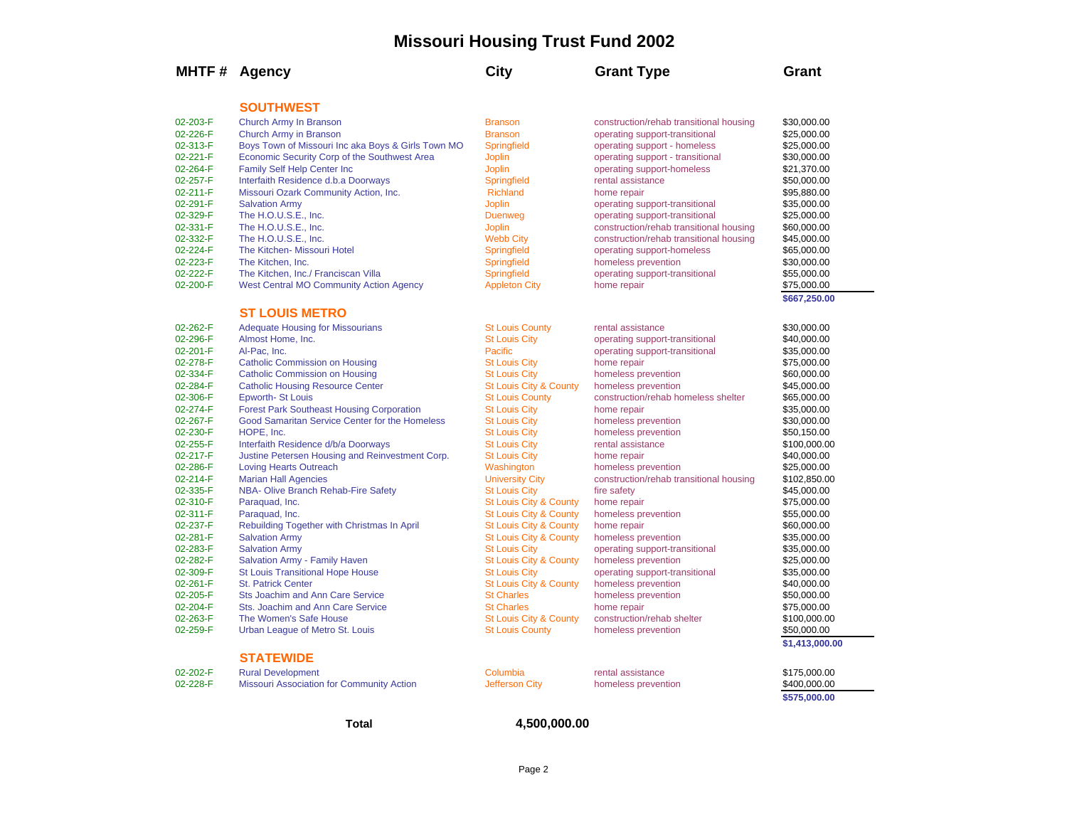# Missouri Housing Trust Fund 2002

| MHTF # | Agency | City | Grant Type | Grant |
|---|---|---|---|---|
| | **SOUTHWEST** | | | |
| 02-203-F | Church Army In Branson | Branson | construction/rehab transitional housing | $30,000.00 |
| 02-226-F | Church Army in Branson | Branson | operating support-transitional | $25,000.00 |
| 02-313-F | Boys Town of Missouri Inc aka Boys & Girls Town MO | Springfield | operating support - homeless | $25,000.00 |
| 02-221-F | Economic Security Corp of the Southwest Area | Joplin | operating support - transitional | $30,000.00 |
| 02-264-F | Family Self Help Center Inc | Joplin | operating support-homeless | $21,370.00 |
| 02-257-F | Interfaith Residence d.b.a Doorways | Springfield | rental assistance | $50,000.00 |
| 02-211-F | Missouri Ozark Community Action, Inc. | Richland | home repair | $95,880.00 |
| 02-291-F | Salvation Army | Joplin | operating support-transitional | $35,000.00 |
| 02-329-F | The H.O.U.S.E., Inc. | Duenweg | operating support-transitional | $25,000.00 |
| 02-331-F | The H.O.U.S.E., Inc. | Joplin | construction/rehab transitional housing | $60,000.00 |
| 02-332-F | The H.O.U.S.E., Inc. | Webb City | construction/rehab transitional housing | $45,000.00 |
| 02-224-F | The Kitchen- Missouri Hotel | Springfield | operating support-homeless | $65,000.00 |
| 02-223-F | The Kitchen, Inc. | Springfield | homeless prevention | $30,000.00 |
| 02-222-F | The Kitchen, Inc./ Franciscan Villa | Springfield | operating support-transitional | $55,000.00 |
| 02-200-F | West Central MO Community Action Agency | Appleton City | home repair | $75,000.00 |
| | | | | **$667,250.00** |
| | **ST LOUIS METRO** | | | |
| 02-262-F | Adequate Housing for Missourians | St Louis County | rental assistance | $30,000.00 |
| 02-296-F | Almost Home, Inc. | St Louis City | operating support-transitional | $40,000.00 |
| 02-201-F | Al-Pac, Inc. | Pacific | operating support-transitional | $35,000.00 |
| 02-278-F | Catholic Commission on Housing | St Louis City | home repair | $75,000.00 |
| 02-334-F | Catholic Commission on Housing | St Louis City | homeless prevention | $60,000.00 |
| 02-284-F | Catholic Housing Resource Center | St Louis City & County | homeless prevention | $45,000.00 |
| 02-306-F | Epworth- St Louis | St Louis County | construction/rehab homeless shelter | $65,000.00 |
| 02-274-F | Forest Park Southeast Housing Corporation | St Louis City | home repair | $35,000.00 |
| 02-267-F | Good Samaritan Service Center for the Homeless | St Louis City | homeless prevention | $30,000.00 |
| 02-230-F | HOPE, Inc. | St Louis City | homeless prevention | $50,150.00 |
| 02-255-F | Interfaith Residence d/b/a Doorways | St Louis City | rental assistance | $100,000.00 |
| 02-217-F | Justine Petersen Housing and Reinvestment Corp. | St Louis City | home repair | $40,000.00 |
| 02-286-F | Loving Hearts Outreach | Washington | homeless prevention | $25,000.00 |
| 02-214-F | Marian Hall Agencies | University City | construction/rehab transitional housing | $102,850.00 |
| 02-335-F | NBA- Olive Branch Rehab-Fire Safety | St Louis City | fire safety | $45,000.00 |
| 02-310-F | Paraquad, Inc. | St Louis City & County | home repair | $75,000.00 |
| 02-311-F | Paraquad, Inc. | St Louis City & County | homeless prevention | $55,000.00 |
| 02-237-F | Rebuilding Together with Christmas In April | St Louis City & County | home repair | $60,000.00 |
| 02-281-F | Salvation Army | St Louis City & County | homeless prevention | $35,000.00 |
| 02-283-F | Salvation Army | St Louis City | operating support-transitional | $35,000.00 |
| 02-282-F | Salvation Army - Family Haven | St Louis City & County | homeless prevention | $25,000.00 |
| 02-309-F | St Louis Transitional Hope House | St Louis City | operating support-transitional | $35,000.00 |
| 02-261-F | St. Patrick Center | St Louis City & County | homeless prevention | $40,000.00 |
| 02-205-F | Sts Joachim and Ann Care Service | St Charles | homeless prevention | $50,000.00 |
| 02-204-F | Sts. Joachim and Ann Care Service | St Charles | home repair | $75,000.00 |
| 02-263-F | The Women's Safe House | St Louis City & County | construction/rehab shelter | $100,000.00 |
| 02-259-F | Urban League of Metro St. Louis | St Louis County | homeless prevention | $50,000.00 |
| | | | | **$1,413,000.00** |
| | **STATEWIDE** | | | |
| 02-202-F | Rural Development | Columbia | rental assistance | $175,000.00 |
| 02-228-F | Missouri Association for Community Action | Jefferson City | homeless prevention | $400,000.00 |
| | | | | **$575,000.00** |

**Total** **4,500,000.00**